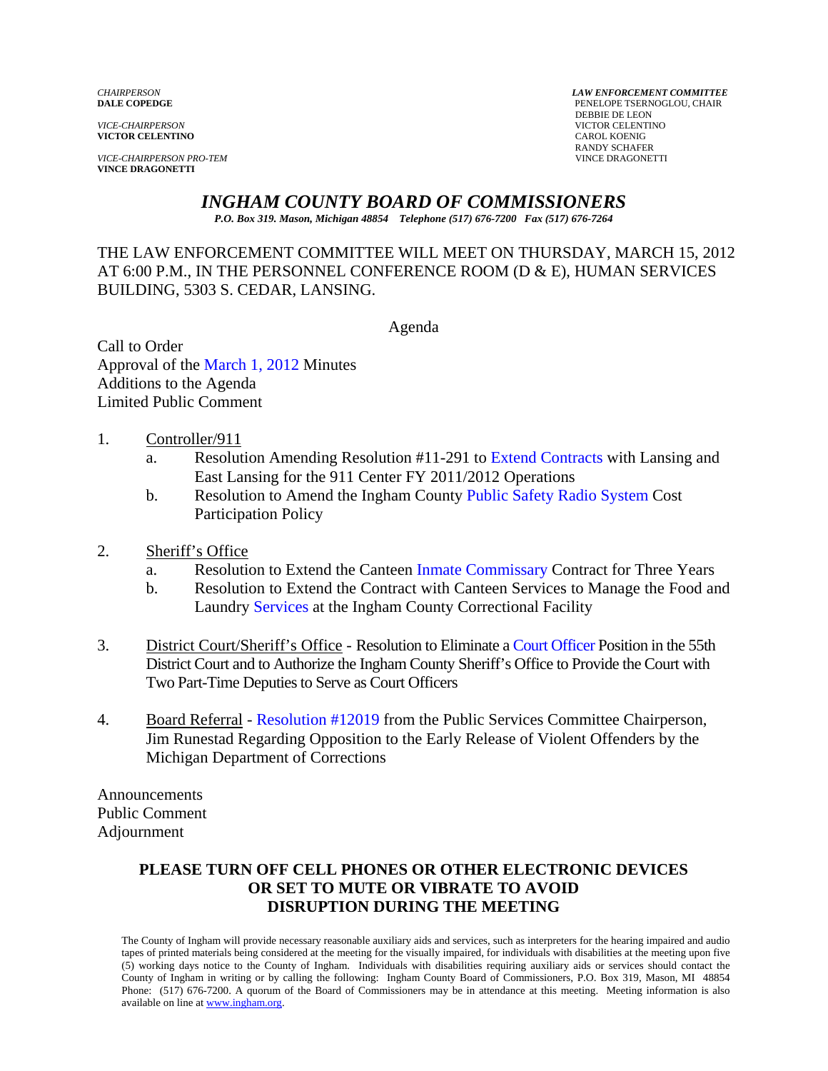*CHAIRPERSON*
**DALE COPEDGE**

*VICE-CHAIRPERSON*
**VICTOR CELENTINO**

*VICE-CHAIRPERSON PRO-TEM*
**VINCE DRAGONETTI**

***LAW ENFORCEMENT COMMITTEE***
PENELOPE TSERNOGLOU, CHAIR
DEBBIE DE LEON
VICTOR CELENTINO
CAROL KOENIG
RANDY SCHAFER
VINCE DRAGONETTI

# *INGHAM COUNTY BOARD OF COMMISSIONERS*

***P.O. Box 319. Mason, Michigan 48854 Telephone (517) 676-7200 Fax (517) 676-7264***

THE LAW ENFORCEMENT COMMITTEE WILL MEET ON THURSDAY, MARCH 15, 2012 AT 6:00 P.M., IN THE PERSONNEL CONFERENCE ROOM (D & E), HUMAN SERVICES BUILDING, 5303 S. CEDAR, LANSING.

Agenda

Call to Order
Approval of the March 1, 2012 Minutes
Additions to the Agenda
Limited Public Comment

1. Controller/911
   a. Resolution Amending Resolution #11-291 to Extend Contracts with Lansing and East Lansing for the 911 Center FY 2011/2012 Operations
   b. Resolution to Amend the Ingham County Public Safety Radio System Cost Participation Policy

2. Sheriff's Office
   a. Resolution to Extend the Canteen Inmate Commissary Contract for Three Years
   b. Resolution to Extend the Contract with Canteen Services to Manage the Food and Laundry Services at the Ingham County Correctional Facility

3. District Court/Sheriff's Office - Resolution to Eliminate a Court Officer Position in the 55th District Court and to Authorize the Ingham County Sheriff's Office to Provide the Court with Two Part-Time Deputies to Serve as Court Officers

4. Board Referral - Resolution #12019 from the Public Services Committee Chairperson, Jim Runestad Regarding Opposition to the Early Release of Violent Offenders by the Michigan Department of Corrections

Announcements
Public Comment
Adjournment

**PLEASE TURN OFF CELL PHONES OR OTHER ELECTRONIC DEVICES OR SET TO MUTE OR VIBRATE TO AVOID DISRUPTION DURING THE MEETING**

The County of Ingham will provide necessary reasonable auxiliary aids and services, such as interpreters for the hearing impaired and audio tapes of printed materials being considered at the meeting for the visually impaired, for individuals with disabilities at the meeting upon five (5) working days notice to the County of Ingham. Individuals with disabilities requiring auxiliary aids or services should contact the County of Ingham in writing or by calling the following: Ingham County Board of Commissioners, P.O. Box 319, Mason, MI 48854 Phone: (517) 676-7200. A quorum of the Board of Commissioners may be in attendance at this meeting. Meeting information is also available on line at www.ingham.org.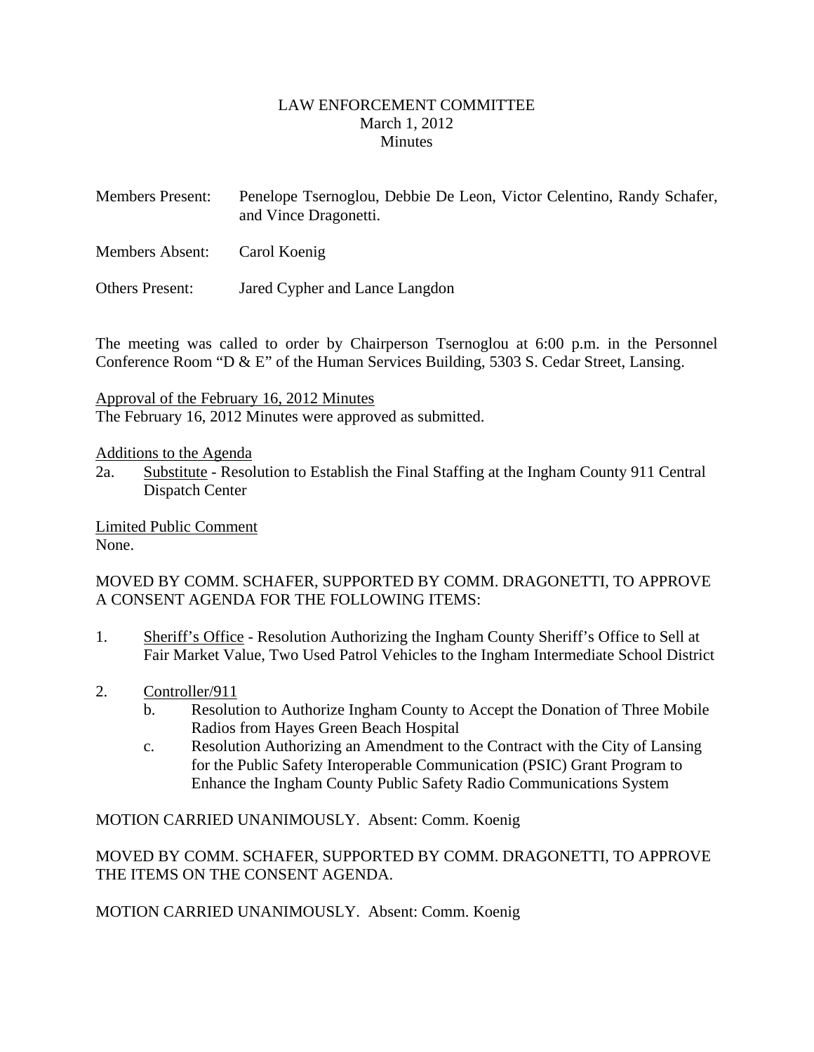# LAW ENFORCEMENT COMMITTEE
March 1, 2012
Minutes

Members Present: Penelope Tsernoglou, Debbie De Leon, Victor Celentino, Randy Schafer, and Vince Dragonetti.

Members Absent: Carol Koenig

Others Present: Jared Cypher and Lance Langdon

The meeting was called to order by Chairperson Tsernoglou at 6:00 p.m. in the Personnel Conference Room "D & E" of the Human Services Building, 5303 S. Cedar Street, Lansing.

Approval of the February 16, 2012 Minutes
The February 16, 2012 Minutes were approved as submitted.

Additions to the Agenda
2a. Substitute - Resolution to Establish the Final Staffing at the Ingham County 911 Central Dispatch Center

Limited Public Comment
None.

MOVED BY COMM. SCHAFER, SUPPORTED BY COMM. DRAGONETTI, TO APPROVE A CONSENT AGENDA FOR THE FOLLOWING ITEMS:

1. Sheriff's Office - Resolution Authorizing the Ingham County Sheriff's Office to Sell at Fair Market Value, Two Used Patrol Vehicles to the Ingham Intermediate School District

2. Controller/911
   b. Resolution to Authorize Ingham County to Accept the Donation of Three Mobile Radios from Hayes Green Beach Hospital
   c. Resolution Authorizing an Amendment to the Contract with the City of Lansing for the Public Safety Interoperable Communication (PSIC) Grant Program to Enhance the Ingham County Public Safety Radio Communications System

MOTION CARRIED UNANIMOUSLY. Absent: Comm. Koenig

MOVED BY COMM. SCHAFER, SUPPORTED BY COMM. DRAGONETTI, TO APPROVE THE ITEMS ON THE CONSENT AGENDA.

MOTION CARRIED UNANIMOUSLY. Absent: Comm. Koenig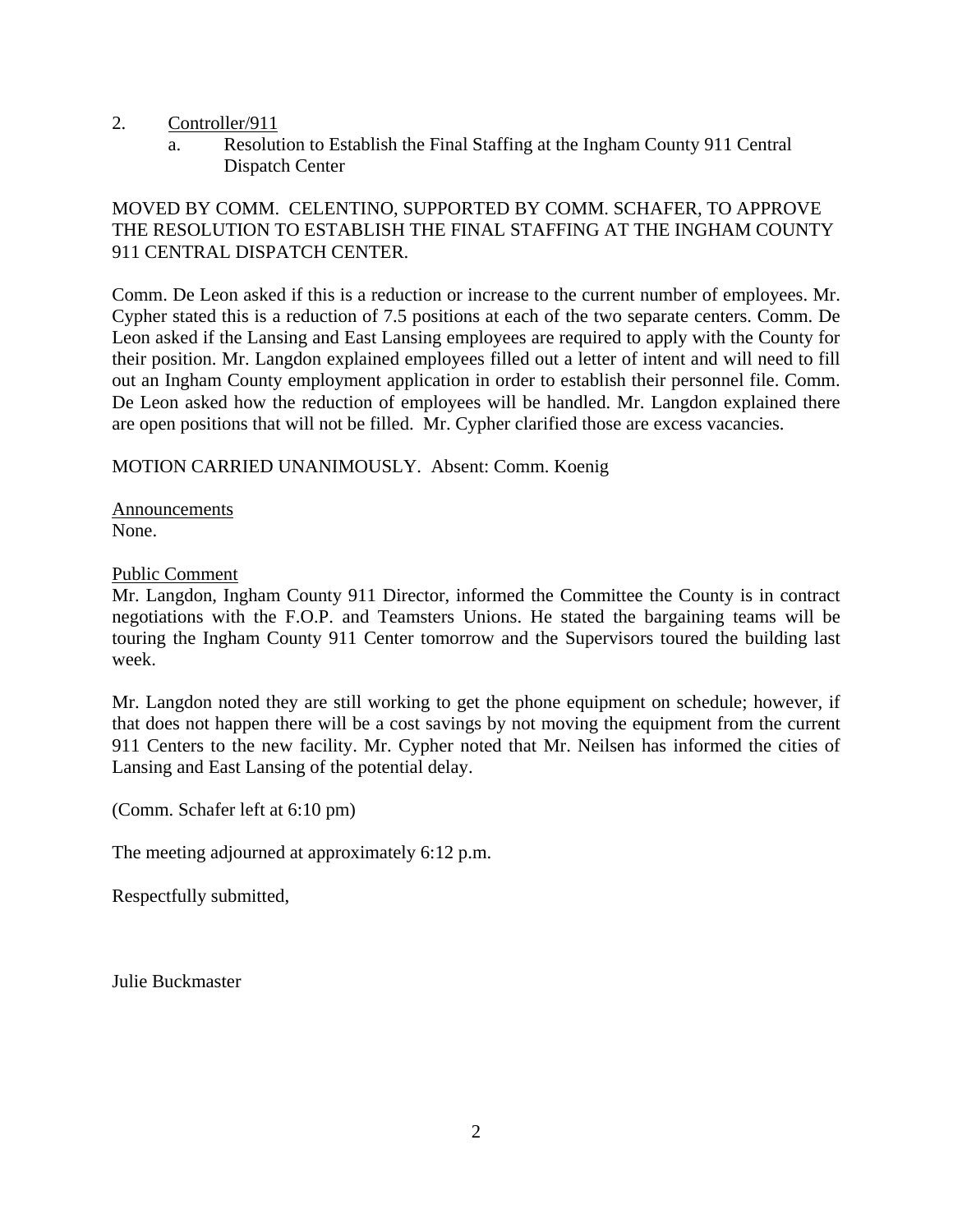2. Controller/911
   a. Resolution to Establish the Final Staffing at the Ingham County 911 Central Dispatch Center

MOVED BY COMM. CELENTINO, SUPPORTED BY COMM. SCHAFER, TO APPROVE THE RESOLUTION TO ESTABLISH THE FINAL STAFFING AT THE INGHAM COUNTY 911 CENTRAL DISPATCH CENTER.

Comm. De Leon asked if this is a reduction or increase to the current number of employees. Mr. Cypher stated this is a reduction of 7.5 positions at each of the two separate centers. Comm. De Leon asked if the Lansing and East Lansing employees are required to apply with the County for their position. Mr. Langdon explained employees filled out a letter of intent and will need to fill out an Ingham County employment application in order to establish their personnel file. Comm. De Leon asked how the reduction of employees will be handled. Mr. Langdon explained there are open positions that will not be filled. Mr. Cypher clarified those are excess vacancies.

MOTION CARRIED UNANIMOUSLY. Absent: Comm. Koenig

Announcements
None.

Public Comment
Mr. Langdon, Ingham County 911 Director, informed the Committee the County is in contract negotiations with the F.O.P. and Teamsters Unions. He stated the bargaining teams will be touring the Ingham County 911 Center tomorrow and the Supervisors toured the building last week.

Mr. Langdon noted they are still working to get the phone equipment on schedule; however, if that does not happen there will be a cost savings by not moving the equipment from the current 911 Centers to the new facility. Mr. Cypher noted that Mr. Neilsen has informed the cities of Lansing and East Lansing of the potential delay.

(Comm. Schafer left at 6:10 pm)

The meeting adjourned at approximately 6:12 p.m.

Respectfully submitted,

Julie Buckmaster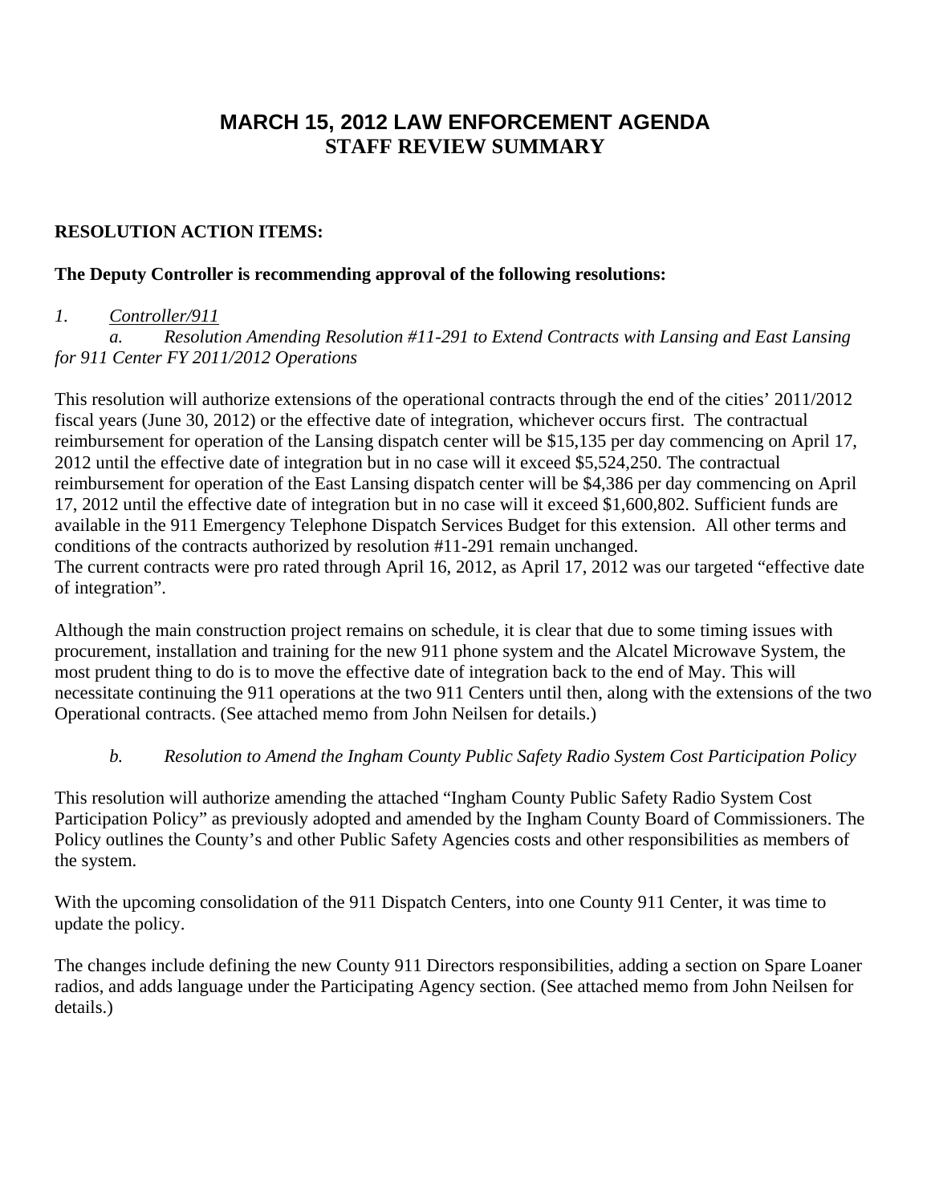# MARCH 15, 2012 LAW ENFORCEMENT AGENDA
## STAFF REVIEW SUMMARY

**RESOLUTION ACTION ITEMS:**

**The Deputy Controller is recommending approval of the following resolutions:**

*1. Controller/911*

*a. Resolution Amending Resolution #11-291 to Extend Contracts with Lansing and East Lansing for 911 Center FY 2011/2012 Operations*

This resolution will authorize extensions of the operational contracts through the end of the cities' 2011/2012 fiscal years (June 30, 2012) or the effective date of integration, whichever occurs first. The contractual reimbursement for operation of the Lansing dispatch center will be $15,135 per day commencing on April 17, 2012 until the effective date of integration but in no case will it exceed $5,524,250. The contractual reimbursement for operation of the East Lansing dispatch center will be $4,386 per day commencing on April 17, 2012 until the effective date of integration but in no case will it exceed $1,600,802. Sufficient funds are available in the 911 Emergency Telephone Dispatch Services Budget for this extension. All other terms and conditions of the contracts authorized by resolution #11-291 remain unchanged.
The current contracts were pro rated through April 16, 2012, as April 17, 2012 was our targeted "effective date of integration".

Although the main construction project remains on schedule, it is clear that due to some timing issues with procurement, installation and training for the new 911 phone system and the Alcatel Microwave System, the most prudent thing to do is to move the effective date of integration back to the end of May. This will necessitate continuing the 911 operations at the two 911 Centers until then, along with the extensions of the two Operational contracts. (See attached memo from John Neilsen for details.)

*b. Resolution to Amend the Ingham County Public Safety Radio System Cost Participation Policy*

This resolution will authorize amending the attached "Ingham County Public Safety Radio System Cost Participation Policy" as previously adopted and amended by the Ingham County Board of Commissioners. The Policy outlines the County's and other Public Safety Agencies costs and other responsibilities as members of the system.

With the upcoming consolidation of the 911 Dispatch Centers, into one County 911 Center, it was time to update the policy.

The changes include defining the new County 911 Directors responsibilities, adding a section on Spare Loaner radios, and adds language under the Participating Agency section. (See attached memo from John Neilsen for details.)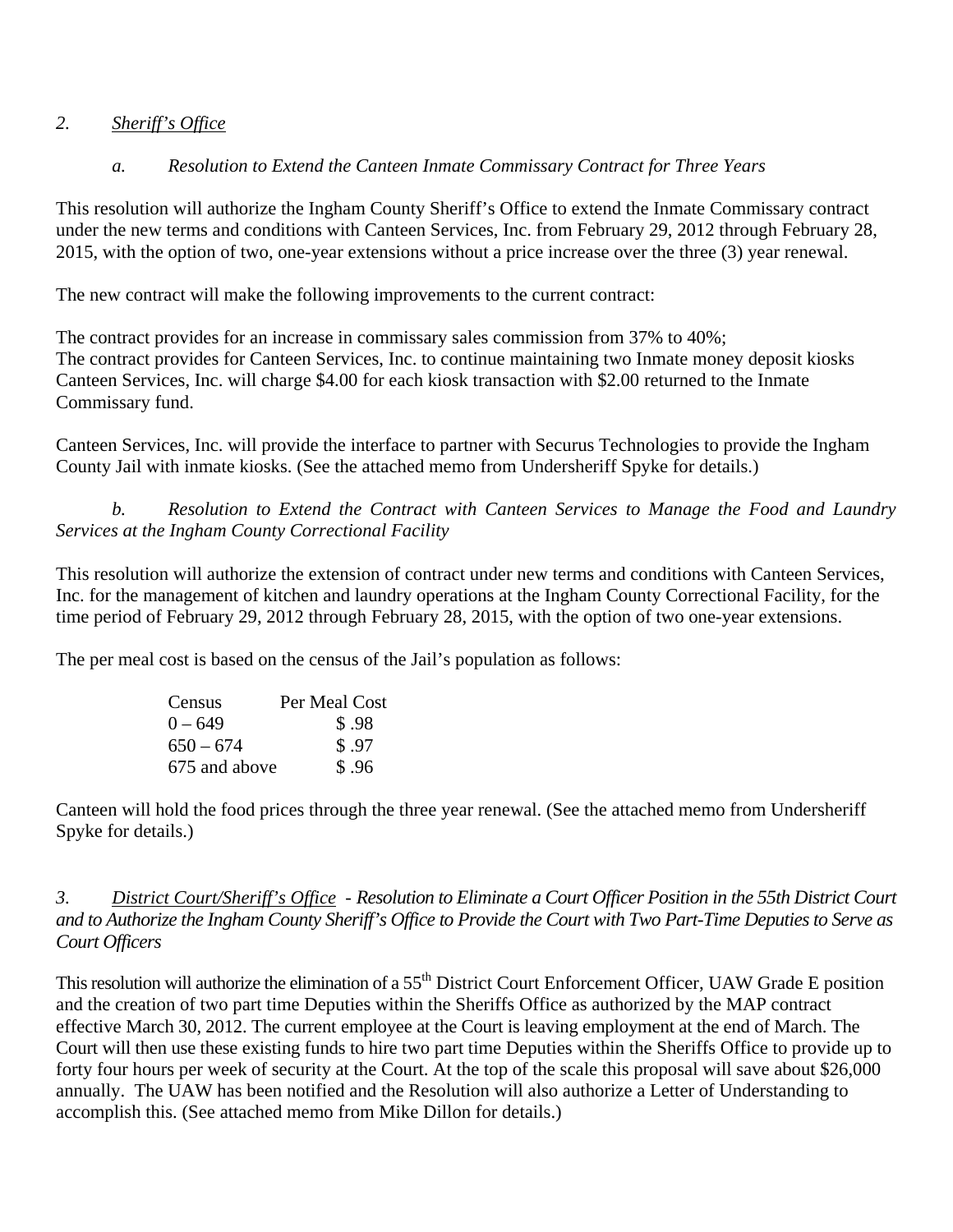*2. Sheriff's Office*

*a. Resolution to Extend the Canteen Inmate Commissary Contract for Three Years*

This resolution will authorize the Ingham County Sheriff's Office to extend the Inmate Commissary contract under the new terms and conditions with Canteen Services, Inc. from February 29, 2012 through February 28, 2015, with the option of two, one-year extensions without a price increase over the three (3) year renewal.

The new contract will make the following improvements to the current contract:

The contract provides for an increase in commissary sales commission from 37% to 40%;
The contract provides for Canteen Services, Inc. to continue maintaining two Inmate money deposit kiosks
Canteen Services, Inc. will charge $4.00 for each kiosk transaction with $2.00 returned to the Inmate Commissary fund.

Canteen Services, Inc. will provide the interface to partner with Securus Technologies to provide the Ingham County Jail with inmate kiosks. (See the attached memo from Undersheriff Spyke for details.)

*b. Resolution to Extend the Contract with Canteen Services to Manage the Food and Laundry Services at the Ingham County Correctional Facility*

This resolution will authorize the extension of contract under new terms and conditions with Canteen Services, Inc. for the management of kitchen and laundry operations at the Ingham County Correctional Facility, for the time period of February 29, 2012 through February 28, 2015, with the option of two one-year extensions.

The per meal cost is based on the census of the Jail's population as follows:

| Census | Per Meal Cost |
|---|---|
| 0 – 649 | $ .98 |
| 650 – 674 | $ .97 |
| 675 and above | $ .96 |

Canteen will hold the food prices through the three year renewal. (See the attached memo from Undersheriff Spyke for details.)

*3. District Court/Sheriff's Office - Resolution to Eliminate a Court Officer Position in the 55th District Court and to Authorize the Ingham County Sheriff's Office to Provide the Court with Two Part-Time Deputies to Serve as Court Officers*

This resolution will authorize the elimination of a 55th District Court Enforcement Officer, UAW Grade E position and the creation of two part time Deputies within the Sheriffs Office as authorized by the MAP contract effective March 30, 2012. The current employee at the Court is leaving employment at the end of March. The Court will then use these existing funds to hire two part time Deputies within the Sheriffs Office to provide up to forty four hours per week of security at the Court. At the top of the scale this proposal will save about $26,000 annually. The UAW has been notified and the Resolution will also authorize a Letter of Understanding to accomplish this. (See attached memo from Mike Dillon for details.)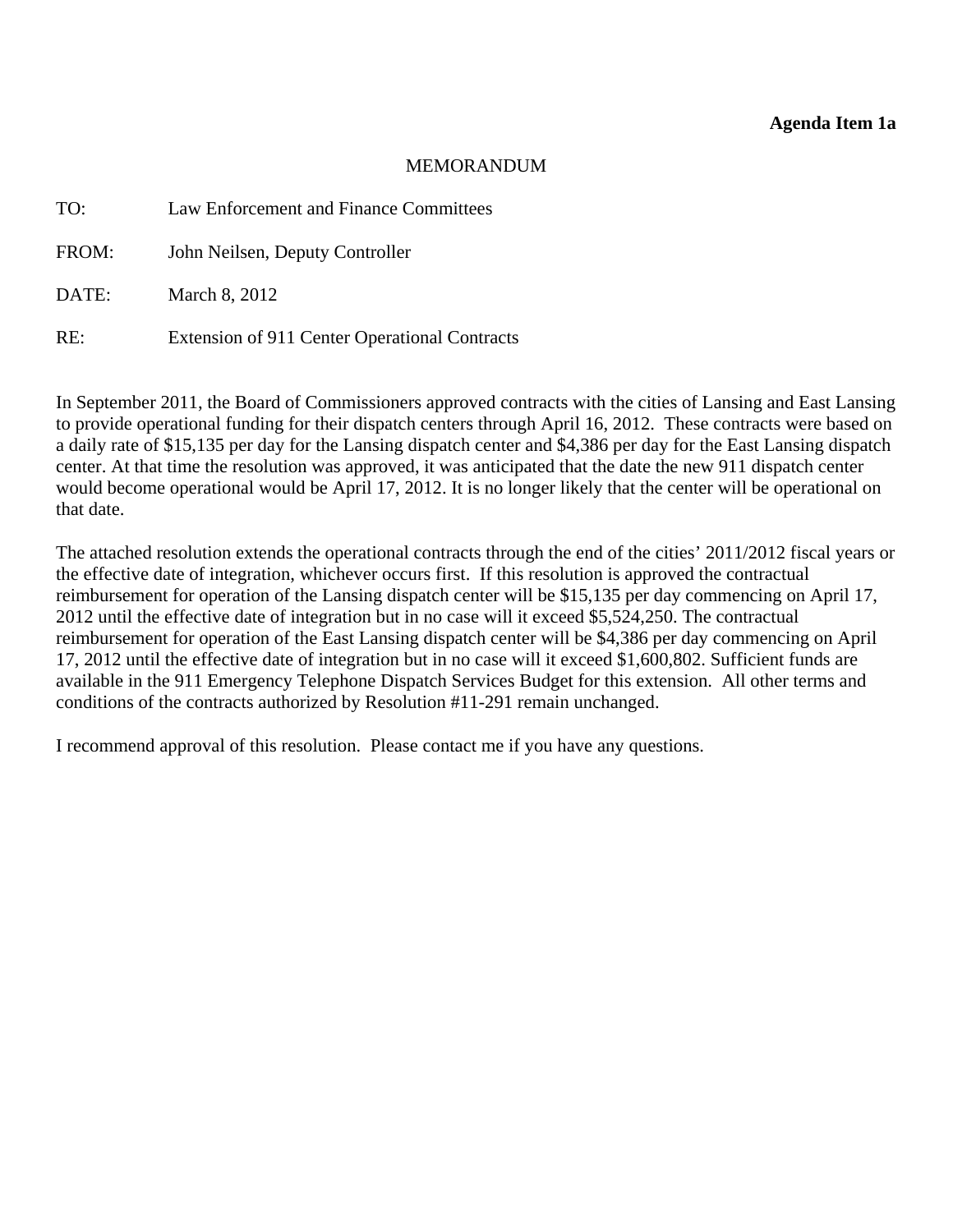**Agenda Item 1a**

MEMORANDUM

TO: Law Enforcement and Finance Committees

FROM: John Neilsen, Deputy Controller

DATE: March 8, 2012

RE: Extension of 911 Center Operational Contracts

In September 2011, the Board of Commissioners approved contracts with the cities of Lansing and East Lansing to provide operational funding for their dispatch centers through April 16, 2012. These contracts were based on a daily rate of $15,135 per day for the Lansing dispatch center and $4,386 per day for the East Lansing dispatch center. At that time the resolution was approved, it was anticipated that the date the new 911 dispatch center would become operational would be April 17, 2012. It is no longer likely that the center will be operational on that date.

The attached resolution extends the operational contracts through the end of the cities' 2011/2012 fiscal years or the effective date of integration, whichever occurs first. If this resolution is approved the contractual reimbursement for operation of the Lansing dispatch center will be $15,135 per day commencing on April 17, 2012 until the effective date of integration but in no case will it exceed $5,524,250. The contractual reimbursement for operation of the East Lansing dispatch center will be $4,386 per day commencing on April 17, 2012 until the effective date of integration but in no case will it exceed $1,600,802. Sufficient funds are available in the 911 Emergency Telephone Dispatch Services Budget for this extension. All other terms and conditions of the contracts authorized by Resolution #11-291 remain unchanged.

I recommend approval of this resolution. Please contact me if you have any questions.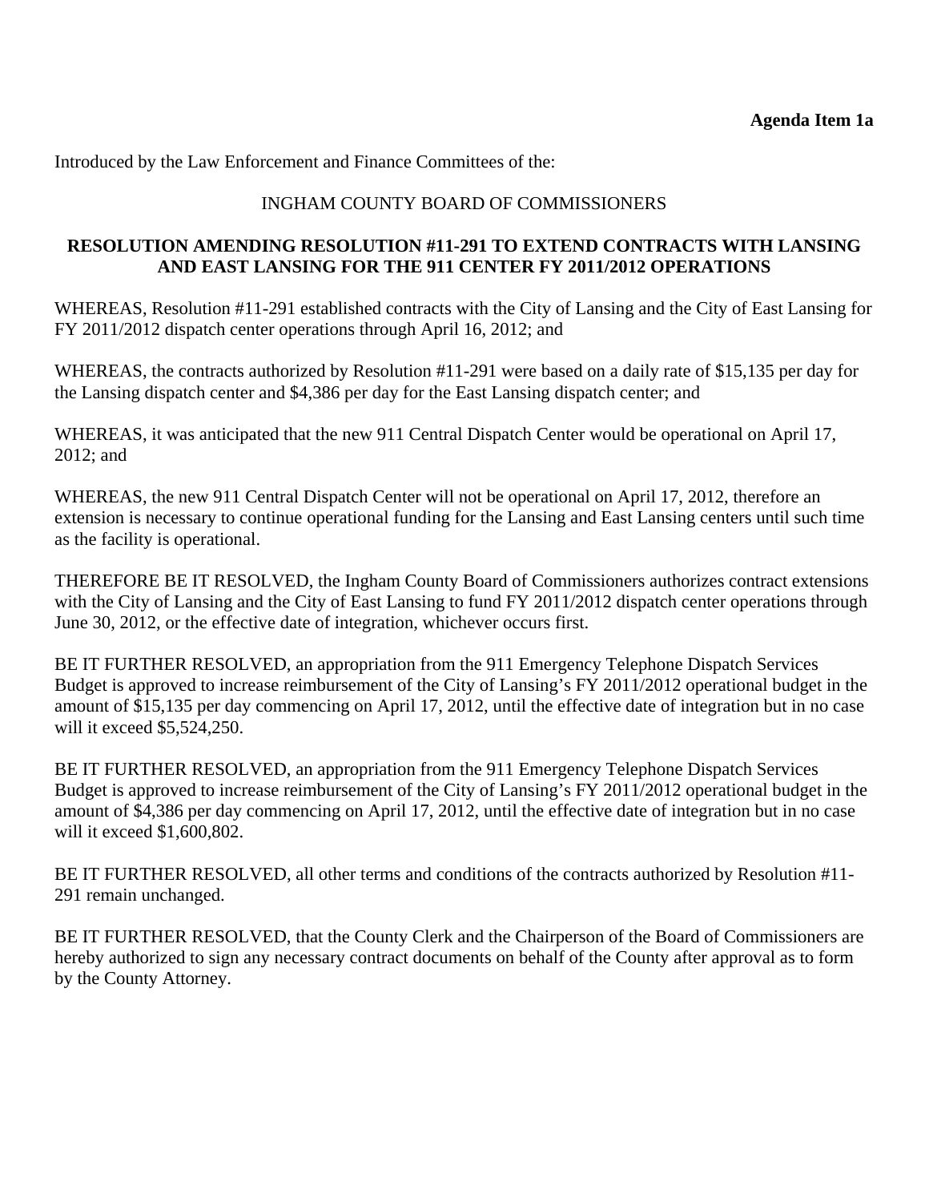**Agenda Item 1a**

Introduced by the Law Enforcement and Finance Committees of the:

INGHAM COUNTY BOARD OF COMMISSIONERS

**RESOLUTION AMENDING RESOLUTION #11-291 TO EXTEND CONTRACTS WITH LANSING AND EAST LANSING FOR THE 911 CENTER FY 2011/2012 OPERATIONS**

WHEREAS, Resolution #11-291 established contracts with the City of Lansing and the City of East Lansing for FY 2011/2012 dispatch center operations through April 16, 2012; and

WHEREAS, the contracts authorized by Resolution #11-291 were based on a daily rate of $15,135 per day for the Lansing dispatch center and $4,386 per day for the East Lansing dispatch center; and

WHEREAS, it was anticipated that the new 911 Central Dispatch Center would be operational on April 17, 2012; and

WHEREAS, the new 911 Central Dispatch Center will not be operational on April 17, 2012, therefore an extension is necessary to continue operational funding for the Lansing and East Lansing centers until such time as the facility is operational.

THEREFORE BE IT RESOLVED, the Ingham County Board of Commissioners authorizes contract extensions with the City of Lansing and the City of East Lansing to fund FY 2011/2012 dispatch center operations through June 30, 2012, or the effective date of integration, whichever occurs first.

BE IT FURTHER RESOLVED, an appropriation from the 911 Emergency Telephone Dispatch Services Budget is approved to increase reimbursement of the City of Lansing's FY 2011/2012 operational budget in the amount of $15,135 per day commencing on April 17, 2012, until the effective date of integration but in no case will it exceed $5,524,250.

BE IT FURTHER RESOLVED, an appropriation from the 911 Emergency Telephone Dispatch Services Budget is approved to increase reimbursement of the City of Lansing's FY 2011/2012 operational budget in the amount of $4,386 per day commencing on April 17, 2012, until the effective date of integration but in no case will it exceed $1,600,802.

BE IT FURTHER RESOLVED, all other terms and conditions of the contracts authorized by Resolution #11-291 remain unchanged.

BE IT FURTHER RESOLVED, that the County Clerk and the Chairperson of the Board of Commissioners are hereby authorized to sign any necessary contract documents on behalf of the County after approval as to form by the County Attorney.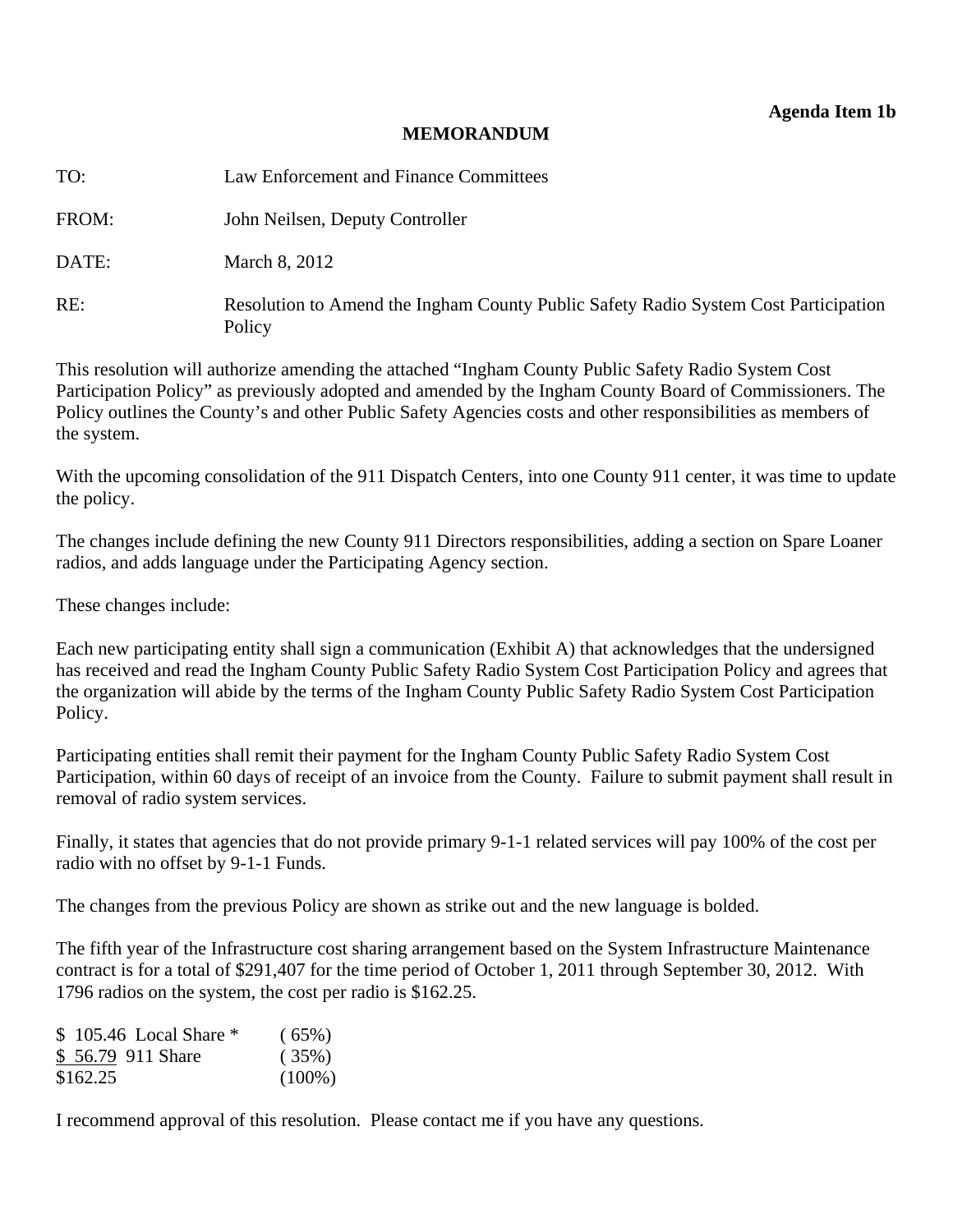**Agenda Item 1b**

**MEMORANDUM**

TO: Law Enforcement and Finance Committees

FROM: John Neilsen, Deputy Controller

DATE: March 8, 2012

RE: Resolution to Amend the Ingham County Public Safety Radio System Cost Participation Policy

This resolution will authorize amending the attached "Ingham County Public Safety Radio System Cost Participation Policy" as previously adopted and amended by the Ingham County Board of Commissioners. The Policy outlines the County's and other Public Safety Agencies costs and other responsibilities as members of the system.

With the upcoming consolidation of the 911 Dispatch Centers, into one County 911 center, it was time to update the policy.

The changes include defining the new County 911 Directors responsibilities, adding a section on Spare Loaner radios, and adds language under the Participating Agency section.

These changes include:

Each new participating entity shall sign a communication (Exhibit A) that acknowledges that the undersigned has received and read the Ingham County Public Safety Radio System Cost Participation Policy and agrees that the organization will abide by the terms of the Ingham County Public Safety Radio System Cost Participation Policy.

Participating entities shall remit their payment for the Ingham County Public Safety Radio System Cost Participation, within 60 days of receipt of an invoice from the County. Failure to submit payment shall result in removal of radio system services.

Finally, it states that agencies that do not provide primary 9-1-1 related services will pay 100% of the cost per radio with no offset by 9-1-1 Funds.

The changes from the previous Policy are shown as strike out and the new language is bolded.

The fifth year of the Infrastructure cost sharing arrangement based on the System Infrastructure Maintenance contract is for a total of $291,407 for the time period of October 1, 2011 through September 30, 2012. With 1796 radios on the system, the cost per radio is $162.25.

| | | |
|---|---|---|
| $ 105.46 | Local Share * | ( 65%) |
| $ 56.79 | 911 Share | ( 35%) |
| $162.25 | | (100%) |

I recommend approval of this resolution. Please contact me if you have any questions.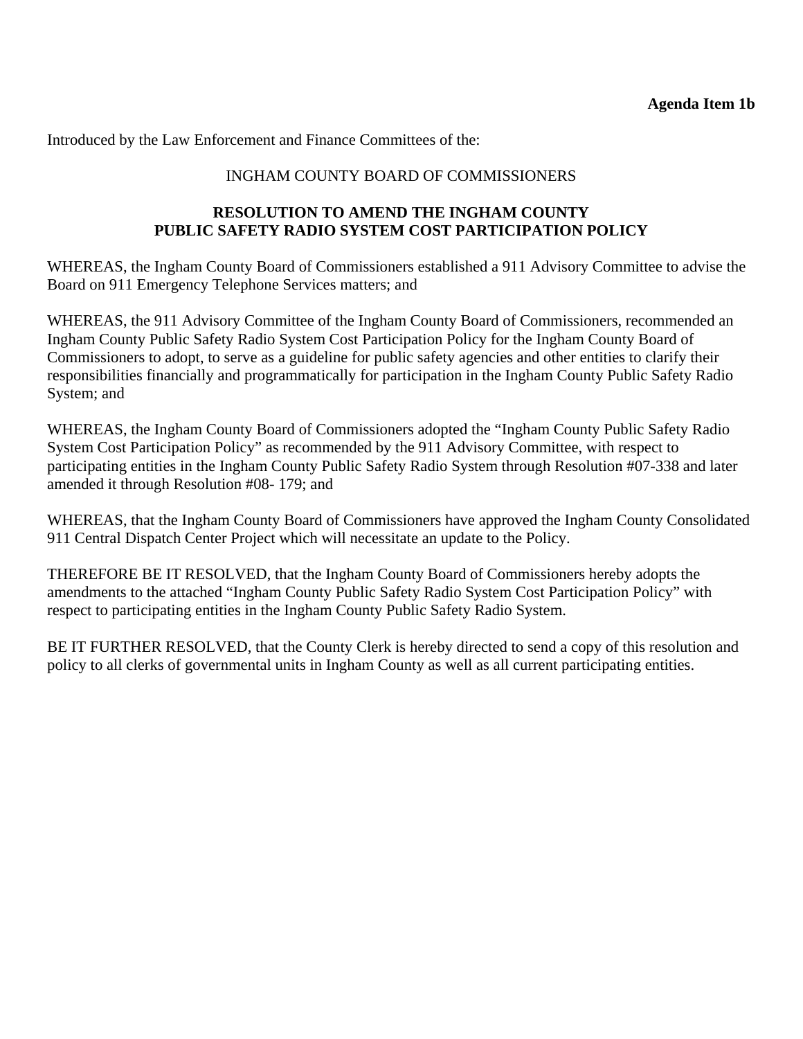**Agenda Item 1b**

Introduced by the Law Enforcement and Finance Committees of the:

INGHAM COUNTY BOARD OF COMMISSIONERS

**RESOLUTION TO AMEND THE INGHAM COUNTY PUBLIC SAFETY RADIO SYSTEM COST PARTICIPATION POLICY**

WHEREAS, the Ingham County Board of Commissioners established a 911 Advisory Committee to advise the Board on 911 Emergency Telephone Services matters; and

WHEREAS, the 911 Advisory Committee of the Ingham County Board of Commissioners, recommended an Ingham County Public Safety Radio System Cost Participation Policy for the Ingham County Board of Commissioners to adopt, to serve as a guideline for public safety agencies and other entities to clarify their responsibilities financially and programmatically for participation in the Ingham County Public Safety Radio System; and

WHEREAS, the Ingham County Board of Commissioners adopted the "Ingham County Public Safety Radio System Cost Participation Policy" as recommended by the 911 Advisory Committee, with respect to participating entities in the Ingham County Public Safety Radio System through Resolution #07-338 and later amended it through Resolution #08- 179; and

WHEREAS, that the Ingham County Board of Commissioners have approved the Ingham County Consolidated 911 Central Dispatch Center Project which will necessitate an update to the Policy.

THEREFORE BE IT RESOLVED, that the Ingham County Board of Commissioners hereby adopts the amendments to the attached "Ingham County Public Safety Radio System Cost Participation Policy" with respect to participating entities in the Ingham County Public Safety Radio System.

BE IT FURTHER RESOLVED, that the County Clerk is hereby directed to send a copy of this resolution and policy to all clerks of governmental units in Ingham County as well as all current participating entities.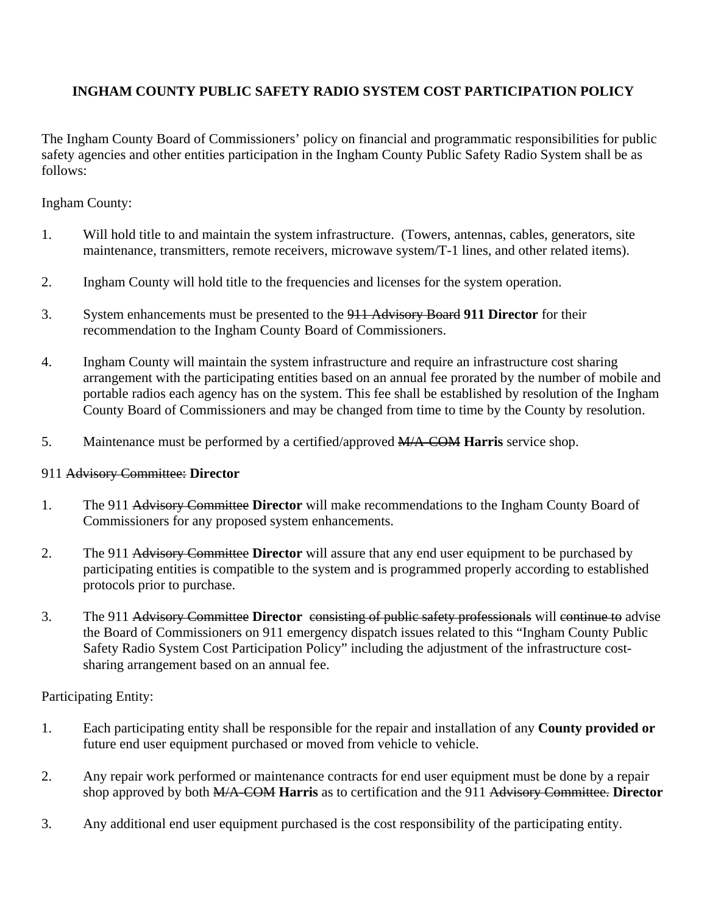# INGHAM COUNTY PUBLIC SAFETY RADIO SYSTEM COST PARTICIPATION POLICY

The Ingham County Board of Commissioners' policy on financial and programmatic responsibilities for public safety agencies and other entities participation in the Ingham County Public Safety Radio System shall be as follows:

Ingham County:

1. Will hold title to and maintain the system infrastructure. (Towers, antennas, cables, generators, site maintenance, transmitters, remote receivers, microwave system/T-1 lines, and other related items).

2. Ingham County will hold title to the frequencies and licenses for the system operation.

3. System enhancements must be presented to the ~~911 Advisory Board~~ **911 Director** for their recommendation to the Ingham County Board of Commissioners.

4. Ingham County will maintain the system infrastructure and require an infrastructure cost sharing arrangement with the participating entities based on an annual fee prorated by the number of mobile and portable radios each agency has on the system. This fee shall be established by resolution of the Ingham County Board of Commissioners and may be changed from time to time by the County by resolution.

5. Maintenance must be performed by a certified/approved ~~M/A-COM~~ **Harris** service shop.

911 ~~Advisory Committee:~~ **Director**

1. The 911 ~~Advisory Committee~~ **Director** will make recommendations to the Ingham County Board of Commissioners for any proposed system enhancements.

2. The 911 ~~Advisory Committee~~ **Director** will assure that any end user equipment to be purchased by participating entities is compatible to the system and is programmed properly according to established protocols prior to purchase.

3. The 911 ~~Advisory Committee~~ **Director** ~~consisting of public safety professionals~~ will ~~continue to~~ advise the Board of Commissioners on 911 emergency dispatch issues related to this "Ingham County Public Safety Radio System Cost Participation Policy" including the adjustment of the infrastructure cost-sharing arrangement based on an annual fee.

Participating Entity:

1. Each participating entity shall be responsible for the repair and installation of any **County provided or** future end user equipment purchased or moved from vehicle to vehicle.

2. Any repair work performed or maintenance contracts for end user equipment must be done by a repair shop approved by both ~~M/A-COM~~ **Harris** as to certification and the 911 ~~Advisory Committee.~~ **Director**

3. Any additional end user equipment purchased is the cost responsibility of the participating entity.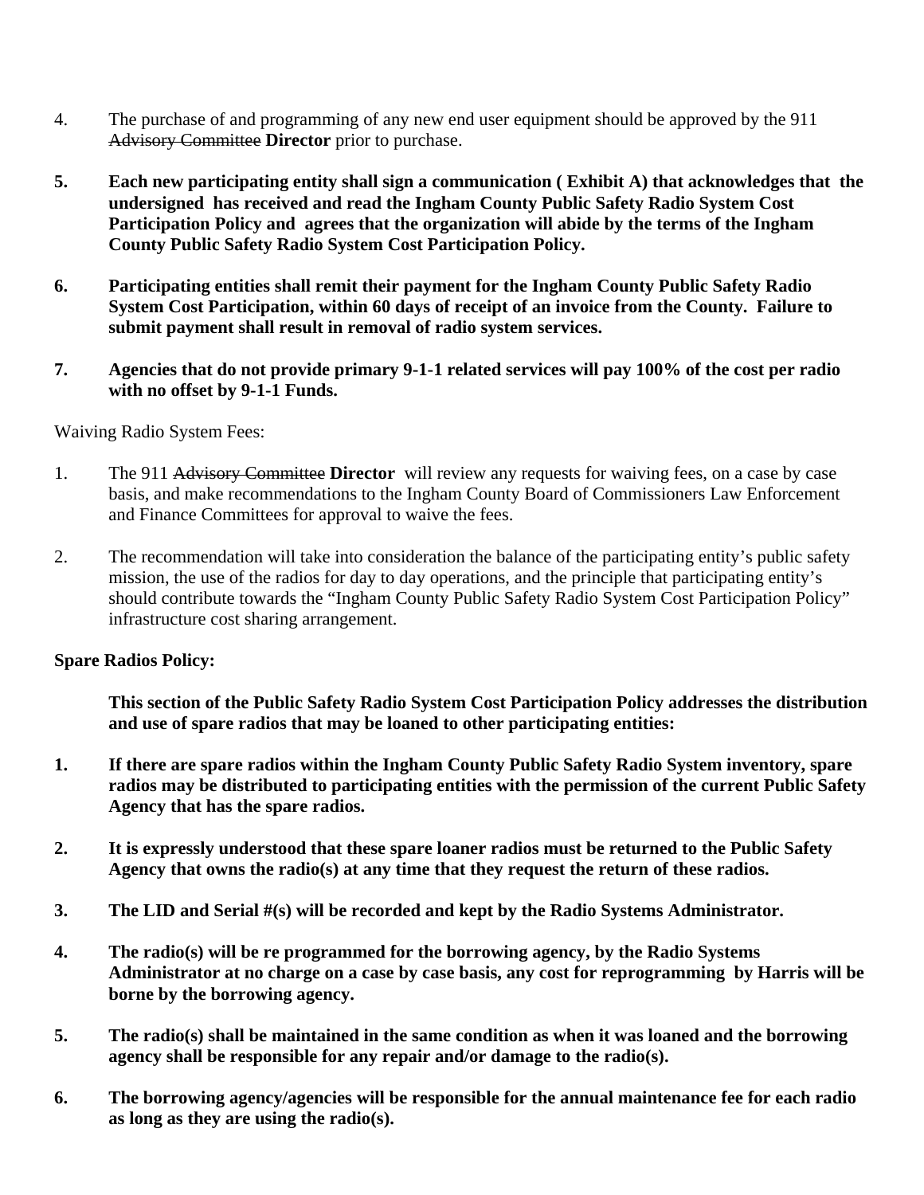4. The purchase of and programming of any new end user equipment should be approved by the 911 ~~Advisory Committee~~ **Director** prior to purchase.

**5. Each new participating entity shall sign a communication ( Exhibit A) that acknowledges that the undersigned has received and read the Ingham County Public Safety Radio System Cost Participation Policy and agrees that the organization will abide by the terms of the Ingham County Public Safety Radio System Cost Participation Policy.**

**6. Participating entities shall remit their payment for the Ingham County Public Safety Radio System Cost Participation, within 60 days of receipt of an invoice from the County. Failure to submit payment shall result in removal of radio system services.**

**7. Agencies that do not provide primary 9-1-1 related services will pay 100% of the cost per radio with no offset by 9-1-1 Funds.**

Waiving Radio System Fees:

1. The 911 ~~Advisory Committee~~ **Director** will review any requests for waiving fees, on a case by case basis, and make recommendations to the Ingham County Board of Commissioners Law Enforcement and Finance Committees for approval to waive the fees.

2. The recommendation will take into consideration the balance of the participating entity's public safety mission, the use of the radios for day to day operations, and the principle that participating entity's should contribute towards the "Ingham County Public Safety Radio System Cost Participation Policy" infrastructure cost sharing arrangement.

**Spare Radios Policy:**

**This section of the Public Safety Radio System Cost Participation Policy addresses the distribution and use of spare radios that may be loaned to other participating entities:**

**1. If there are spare radios within the Ingham County Public Safety Radio System inventory, spare radios may be distributed to participating entities with the permission of the current Public Safety Agency that has the spare radios.**

**2. It is expressly understood that these spare loaner radios must be returned to the Public Safety Agency that owns the radio(s) at any time that they request the return of these radios.**

**3. The LID and Serial #(s) will be recorded and kept by the Radio Systems Administrator.**

**4. The radio(s) will be re programmed for the borrowing agency, by the Radio Systems Administrator at no charge on a case by case basis, any cost for reprogramming by Harris will be borne by the borrowing agency.**

**5. The radio(s) shall be maintained in the same condition as when it was loaned and the borrowing agency shall be responsible for any repair and/or damage to the radio(s).**

**6. The borrowing agency/agencies will be responsible for the annual maintenance fee for each radio as long as they are using the radio(s).**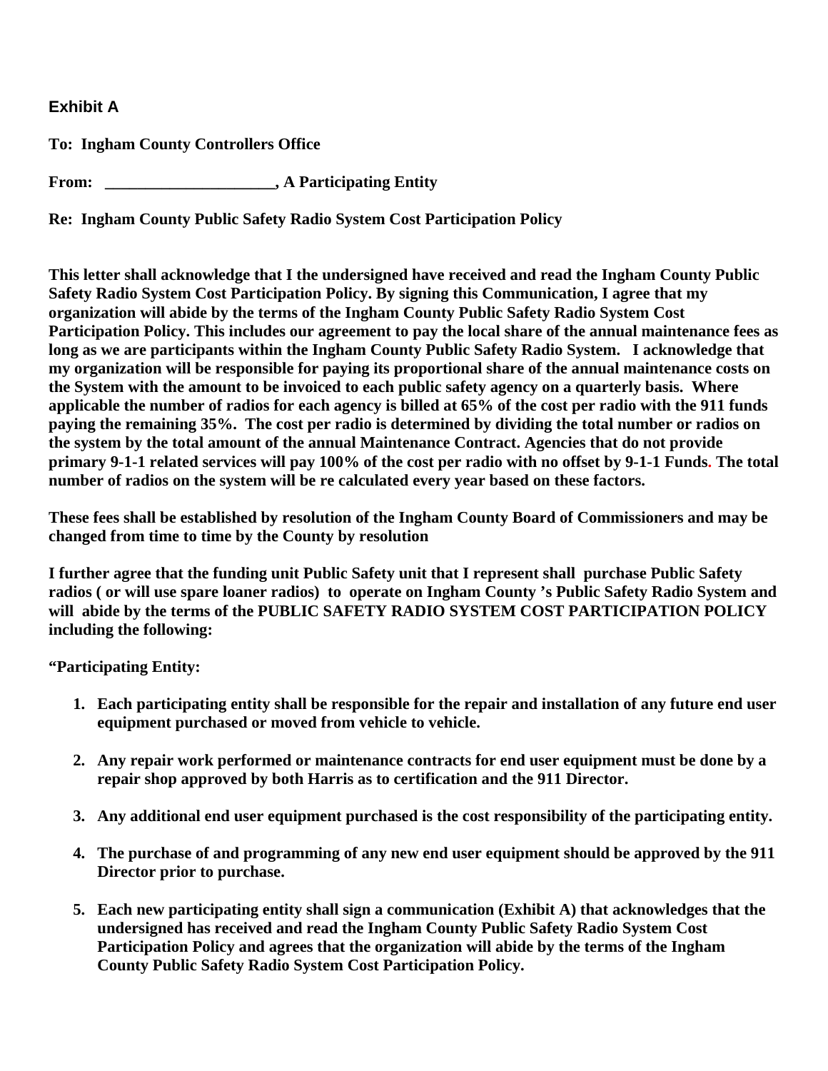**Exhibit A**

**To: Ingham County Controllers Office**

**From: _____________________, A Participating Entity**

**Re: Ingham County Public Safety Radio System Cost Participation Policy**

**This letter shall acknowledge that I the undersigned have received and read the Ingham County Public Safety Radio System Cost Participation Policy. By signing this Communication, I agree that my organization will abide by the terms of the Ingham County Public Safety Radio System Cost Participation Policy. This includes our agreement to pay the local share of the annual maintenance fees as long as we are participants within the Ingham County Public Safety Radio System. I acknowledge that my organization will be responsible for paying its proportional share of the annual maintenance costs on the System with the amount to be invoiced to each public safety agency on a quarterly basis. Where applicable the number of radios for each agency is billed at 65% of the cost per radio with the 911 funds paying the remaining 35%. The cost per radio is determined by dividing the total number or radios on the system by the total amount of the annual Maintenance Contract. Agencies that do not provide primary 9-1-1 related services will pay 100% of the cost per radio with no offset by 9-1-1 Funds. The total number of radios on the system will be re calculated every year based on these factors.**

**These fees shall be established by resolution of the Ingham County Board of Commissioners and may be changed from time to time by the County by resolution**

**I further agree that the funding unit Public Safety unit that I represent shall purchase Public Safety radios ( or will use spare loaner radios) to operate on Ingham County 's Public Safety Radio System and will abide by the terms of the PUBLIC SAFETY RADIO SYSTEM COST PARTICIPATION POLICY including the following:**

**"Participating Entity:**

1. **Each participating entity shall be responsible for the repair and installation of any future end user equipment purchased or moved from vehicle to vehicle.**

2. **Any repair work performed or maintenance contracts for end user equipment must be done by a repair shop approved by both Harris as to certification and the 911 Director.**

3. **Any additional end user equipment purchased is the cost responsibility of the participating entity.**

4. **The purchase of and programming of any new end user equipment should be approved by the 911 Director prior to purchase.**

5. **Each new participating entity shall sign a communication (Exhibit A) that acknowledges that the undersigned has received and read the Ingham County Public Safety Radio System Cost Participation Policy and agrees that the organization will abide by the terms of the Ingham County Public Safety Radio System Cost Participation Policy.**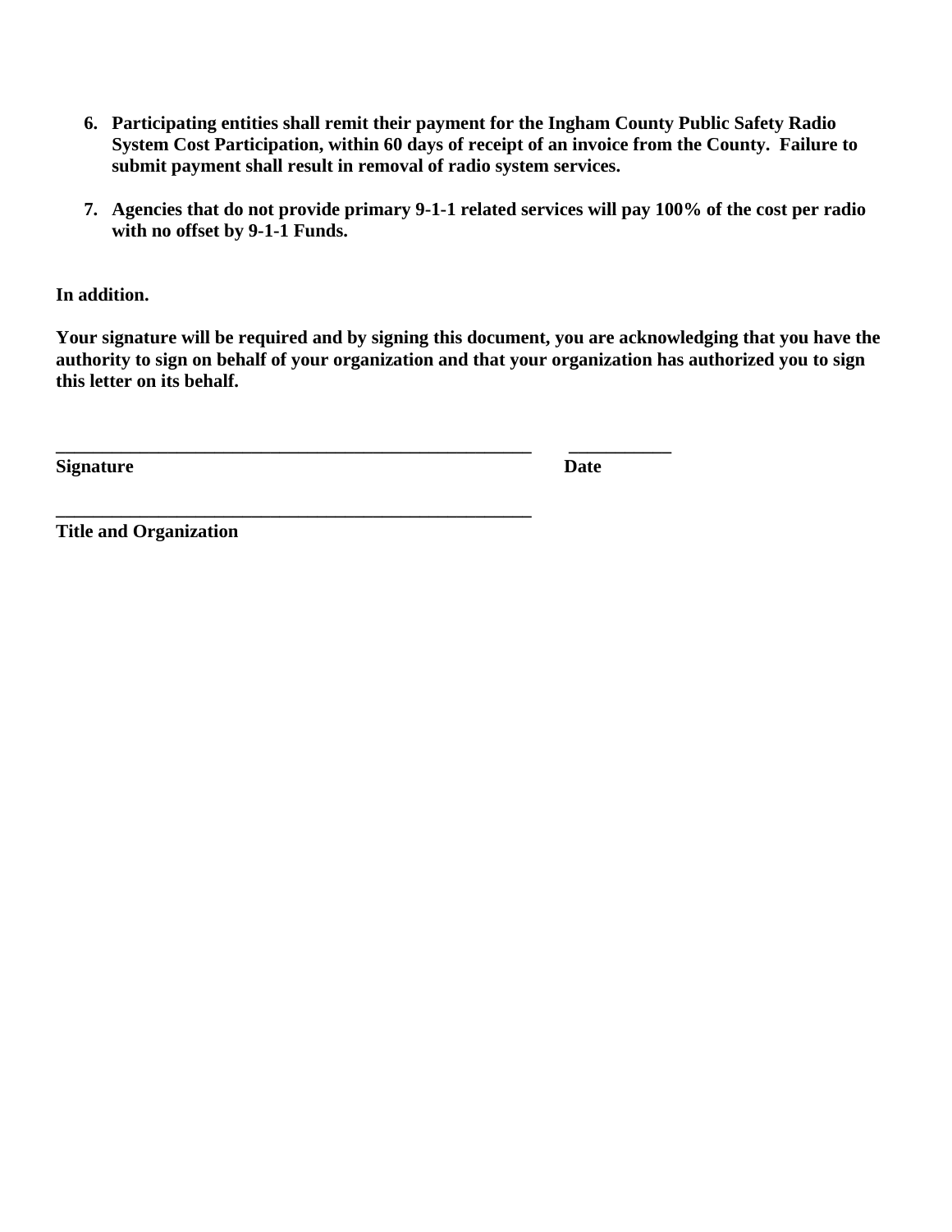6. **Participating entities shall remit their payment for the Ingham County Public Safety Radio System Cost Participation, within 60 days of receipt of an invoice from the County. Failure to submit payment shall result in removal of radio system services.**

7. **Agencies that do not provide primary 9-1-1 related services will pay 100% of the cost per radio with no offset by 9-1-1 Funds.**

**In addition.**

**Your signature will be required and by signing this document, you are acknowledging that you have the authority to sign on behalf of your organization and that your organization has authorized you to sign this letter on its behalf.**

**_____________________________________________________ ___________**
**Signature Date**

**_____________________________________________________**
**Title and Organization**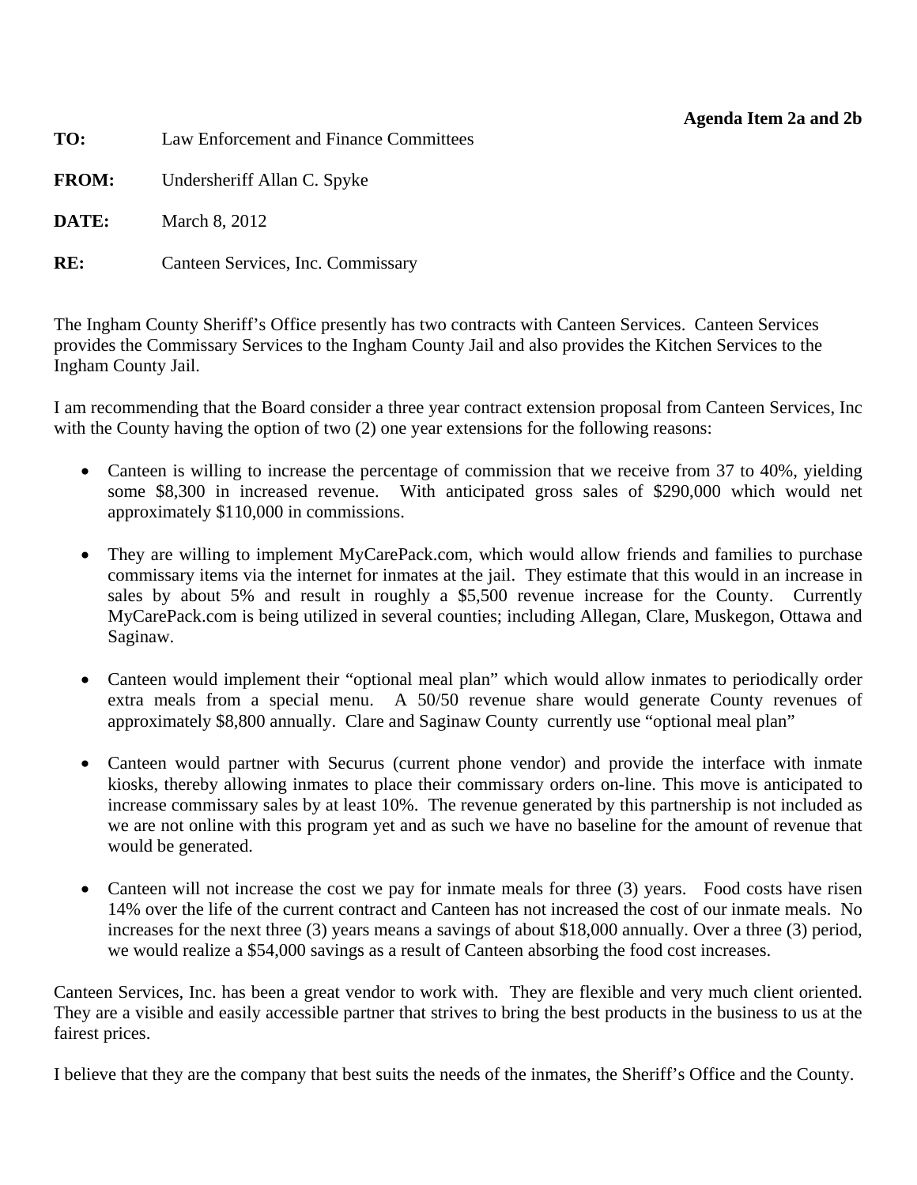**Agenda Item 2a and 2b**

**TO:** Law Enforcement and Finance Committees

**FROM:** Undersheriff Allan C. Spyke

**DATE:** March 8, 2012

**RE:** Canteen Services, Inc. Commissary

The Ingham County Sheriff's Office presently has two contracts with Canteen Services. Canteen Services provides the Commissary Services to the Ingham County Jail and also provides the Kitchen Services to the Ingham County Jail.

I am recommending that the Board consider a three year contract extension proposal from Canteen Services, Inc with the County having the option of two (2) one year extensions for the following reasons:

- Canteen is willing to increase the percentage of commission that we receive from 37 to 40%, yielding some $8,300 in increased revenue. With anticipated gross sales of $290,000 which would net approximately $110,000 in commissions.
- They are willing to implement MyCarePack.com, which would allow friends and families to purchase commissary items via the internet for inmates at the jail. They estimate that this would in an increase in sales by about 5% and result in roughly a $5,500 revenue increase for the County. Currently MyCarePack.com is being utilized in several counties; including Allegan, Clare, Muskegon, Ottawa and Saginaw.
- Canteen would implement their "optional meal plan" which would allow inmates to periodically order extra meals from a special menu. A 50/50 revenue share would generate County revenues of approximately $8,800 annually. Clare and Saginaw County currently use "optional meal plan"
- Canteen would partner with Securus (current phone vendor) and provide the interface with inmate kiosks, thereby allowing inmates to place their commissary orders on-line. This move is anticipated to increase commissary sales by at least 10%. The revenue generated by this partnership is not included as we are not online with this program yet and as such we have no baseline for the amount of revenue that would be generated.
- Canteen will not increase the cost we pay for inmate meals for three (3) years. Food costs have risen 14% over the life of the current contract and Canteen has not increased the cost of our inmate meals. No increases for the next three (3) years means a savings of about $18,000 annually. Over a three (3) period, we would realize a $54,000 savings as a result of Canteen absorbing the food cost increases.

Canteen Services, Inc. has been a great vendor to work with. They are flexible and very much client oriented. They are a visible and easily accessible partner that strives to bring the best products in the business to us at the fairest prices.

I believe that they are the company that best suits the needs of the inmates, the Sheriff's Office and the County.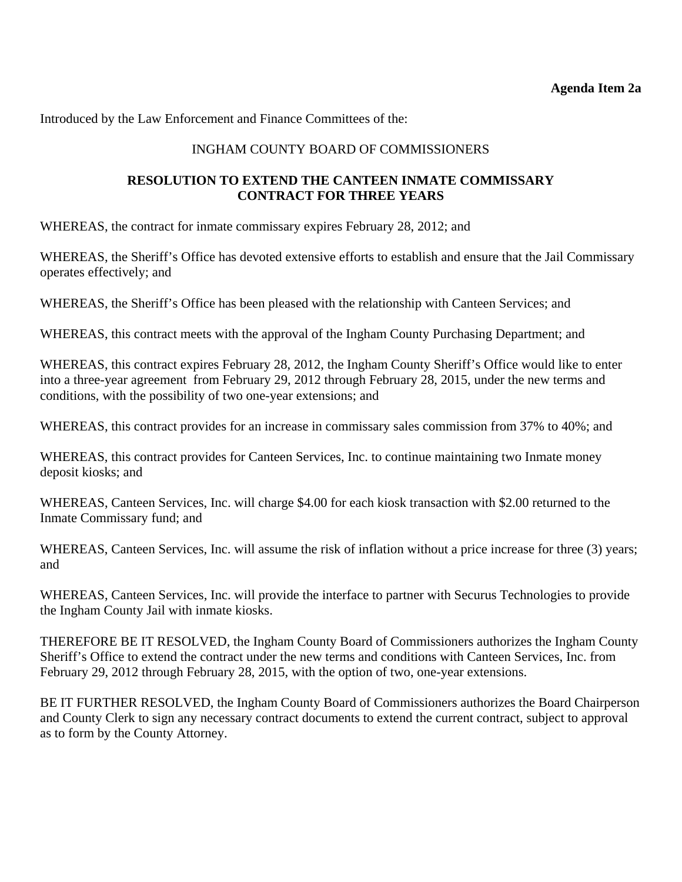**Agenda Item 2a**

Introduced by the Law Enforcement and Finance Committees of the:

INGHAM COUNTY BOARD OF COMMISSIONERS

**RESOLUTION TO EXTEND THE CANTEEN INMATE COMMISSARY CONTRACT FOR THREE YEARS**

WHEREAS, the contract for inmate commissary expires February 28, 2012; and

WHEREAS, the Sheriff's Office has devoted extensive efforts to establish and ensure that the Jail Commissary operates effectively; and

WHEREAS, the Sheriff's Office has been pleased with the relationship with Canteen Services; and

WHEREAS, this contract meets with the approval of the Ingham County Purchasing Department; and

WHEREAS, this contract expires February 28, 2012, the Ingham County Sheriff's Office would like to enter into a three-year agreement from February 29, 2012 through February 28, 2015, under the new terms and conditions, with the possibility of two one-year extensions; and

WHEREAS, this contract provides for an increase in commissary sales commission from 37% to 40%; and

WHEREAS, this contract provides for Canteen Services, Inc. to continue maintaining two Inmate money deposit kiosks; and

WHEREAS, Canteen Services, Inc. will charge $4.00 for each kiosk transaction with $2.00 returned to the Inmate Commissary fund; and

WHEREAS, Canteen Services, Inc. will assume the risk of inflation without a price increase for three (3) years; and

WHEREAS, Canteen Services, Inc. will provide the interface to partner with Securus Technologies to provide the Ingham County Jail with inmate kiosks.

THEREFORE BE IT RESOLVED, the Ingham County Board of Commissioners authorizes the Ingham County Sheriff's Office to extend the contract under the new terms and conditions with Canteen Services, Inc. from February 29, 2012 through February 28, 2015, with the option of two, one-year extensions.

BE IT FURTHER RESOLVED, the Ingham County Board of Commissioners authorizes the Board Chairperson and County Clerk to sign any necessary contract documents to extend the current contract, subject to approval as to form by the County Attorney.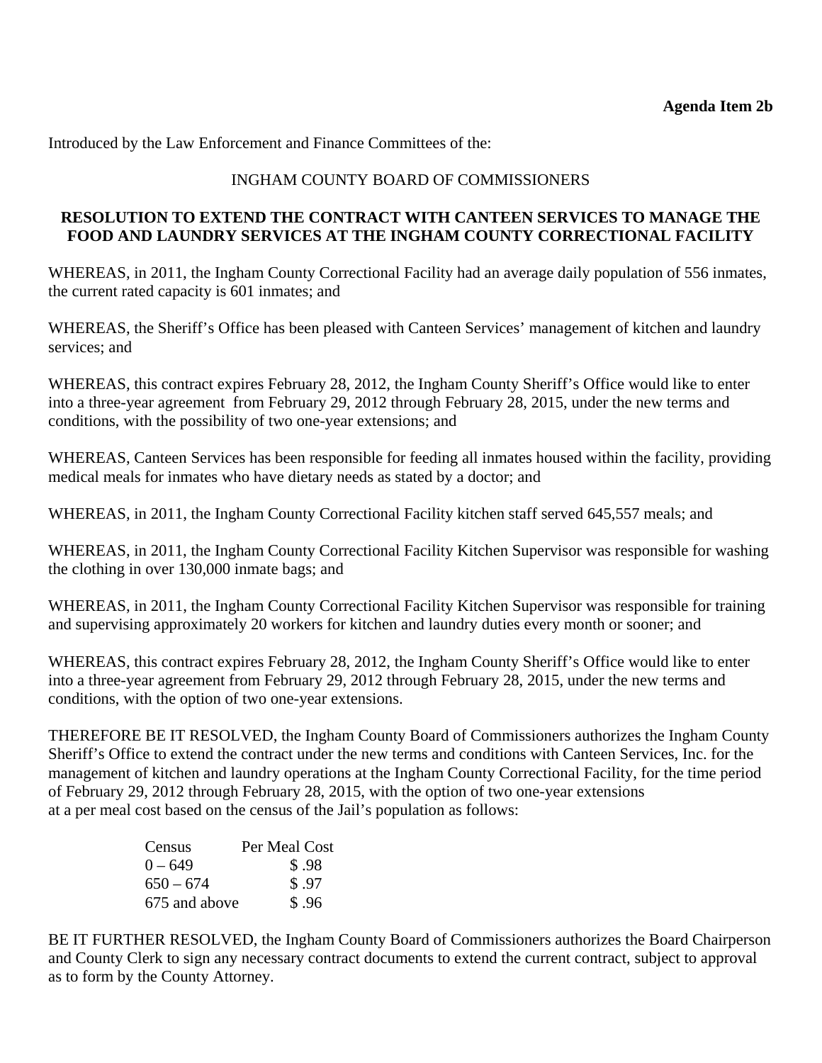**Agenda Item 2b**

Introduced by the Law Enforcement and Finance Committees of the:

INGHAM COUNTY BOARD OF COMMISSIONERS

**RESOLUTION TO EXTEND THE CONTRACT WITH CANTEEN SERVICES TO MANAGE THE FOOD AND LAUNDRY SERVICES AT THE INGHAM COUNTY CORRECTIONAL FACILITY**

WHEREAS, in 2011, the Ingham County Correctional Facility had an average daily population of 556 inmates, the current rated capacity is 601 inmates; and

WHEREAS, the Sheriff's Office has been pleased with Canteen Services' management of kitchen and laundry services; and

WHEREAS, this contract expires February 28, 2012, the Ingham County Sheriff's Office would like to enter into a three-year agreement from February 29, 2012 through February 28, 2015, under the new terms and conditions, with the possibility of two one-year extensions; and

WHEREAS, Canteen Services has been responsible for feeding all inmates housed within the facility, providing medical meals for inmates who have dietary needs as stated by a doctor; and

WHEREAS, in 2011, the Ingham County Correctional Facility kitchen staff served 645,557 meals; and

WHEREAS, in 2011, the Ingham County Correctional Facility Kitchen Supervisor was responsible for washing the clothing in over 130,000 inmate bags; and

WHEREAS, in 2011, the Ingham County Correctional Facility Kitchen Supervisor was responsible for training and supervising approximately 20 workers for kitchen and laundry duties every month or sooner; and

WHEREAS, this contract expires February 28, 2012, the Ingham County Sheriff's Office would like to enter into a three-year agreement from February 29, 2012 through February 28, 2015, under the new terms and conditions, with the option of two one-year extensions.

THEREFORE BE IT RESOLVED, the Ingham County Board of Commissioners authorizes the Ingham County Sheriff's Office to extend the contract under the new terms and conditions with Canteen Services, Inc. for the management of kitchen and laundry operations at the Ingham County Correctional Facility, for the time period of February 29, 2012 through February 28, 2015, with the option of two one-year extensions at a per meal cost based on the census of the Jail's population as follows:

| Census | Per Meal Cost |
|---|---|
| 0 – 649 | $ .98 |
| 650 – 674 | $ .97 |
| 675 and above | $ .96 |

BE IT FURTHER RESOLVED, the Ingham County Board of Commissioners authorizes the Board Chairperson and County Clerk to sign any necessary contract documents to extend the current contract, subject to approval as to form by the County Attorney.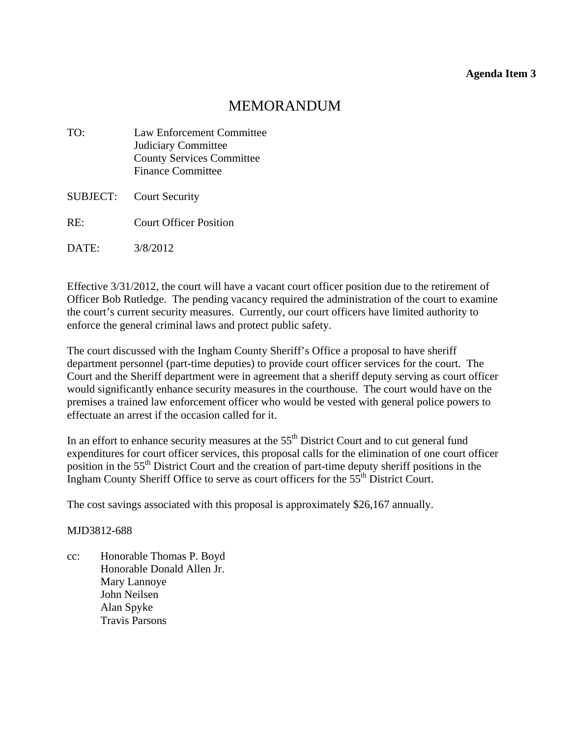**Agenda Item 3**

# MEMORANDUM

TO: Law Enforcement Committee
Judiciary Committee
County Services Committee
Finance Committee

SUBJECT: Court Security

RE: Court Officer Position

DATE: 3/8/2012

Effective 3/31/2012, the court will have a vacant court officer position due to the retirement of Officer Bob Rutledge. The pending vacancy required the administration of the court to examine the court's current security measures. Currently, our court officers have limited authority to enforce the general criminal laws and protect public safety.

The court discussed with the Ingham County Sheriff's Office a proposal to have sheriff department personnel (part-time deputies) to provide court officer services for the court. The Court and the Sheriff department were in agreement that a sheriff deputy serving as court officer would significantly enhance security measures in the courthouse. The court would have on the premises a trained law enforcement officer who would be vested with general police powers to effectuate an arrest if the occasion called for it.

In an effort to enhance security measures at the 55th District Court and to cut general fund expenditures for court officer services, this proposal calls for the elimination of one court officer position in the 55th District Court and the creation of part-time deputy sheriff positions in the Ingham County Sheriff Office to serve as court officers for the 55th District Court.

The cost savings associated with this proposal is approximately $26,167 annually.

MJD3812-688

cc: Honorable Thomas P. Boyd
Honorable Donald Allen Jr.
Mary Lannoye
John Neilsen
Alan Spyke
Travis Parsons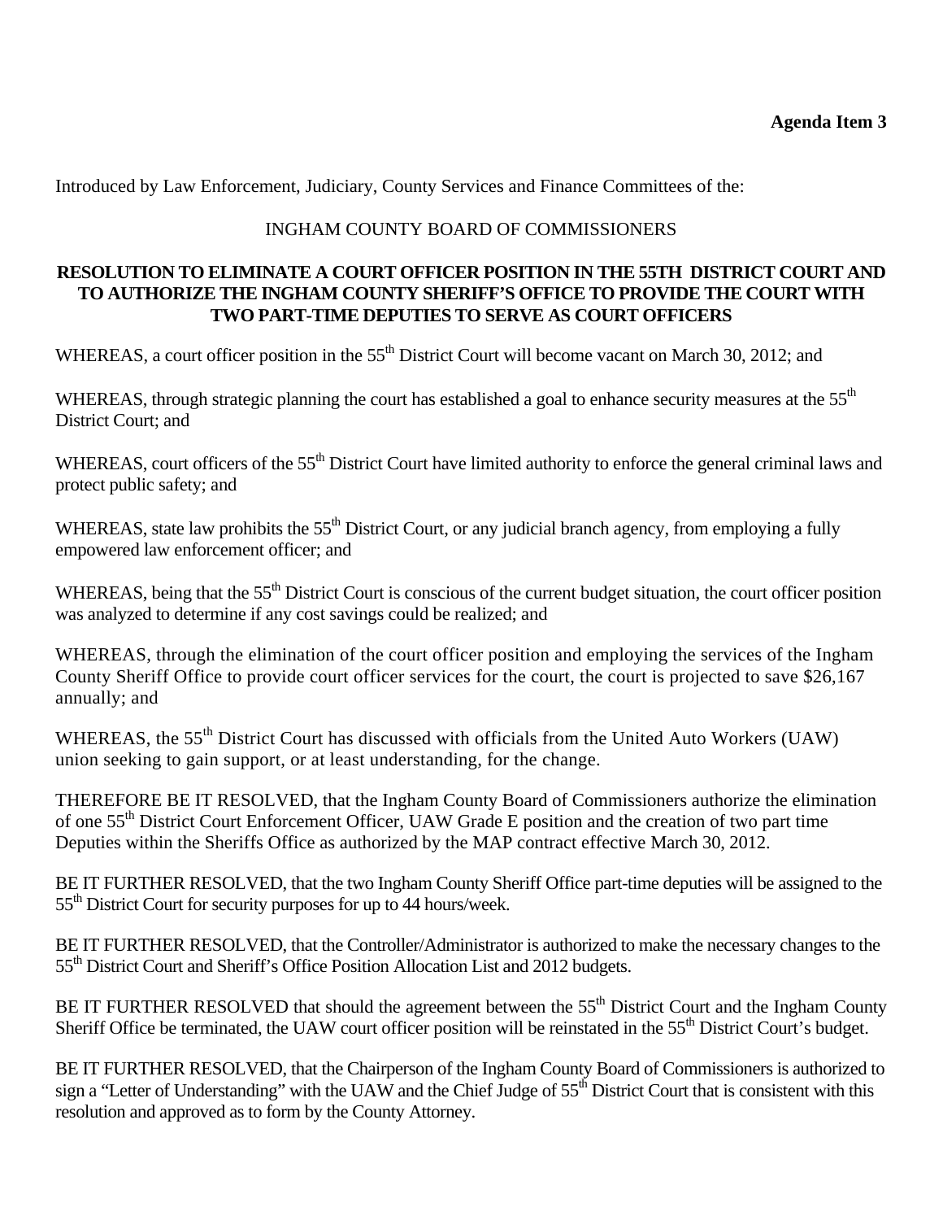**Agenda Item 3**

Introduced by Law Enforcement, Judiciary, County Services and Finance Committees of the:

INGHAM COUNTY BOARD OF COMMISSIONERS

**RESOLUTION TO ELIMINATE A COURT OFFICER POSITION IN THE 55TH DISTRICT COURT AND TO AUTHORIZE THE INGHAM COUNTY SHERIFF'S OFFICE TO PROVIDE THE COURT WITH TWO PART-TIME DEPUTIES TO SERVE AS COURT OFFICERS**

WHEREAS, a court officer position in the 55th District Court will become vacant on March 30, 2012; and

WHEREAS, through strategic planning the court has established a goal to enhance security measures at the 55th District Court; and

WHEREAS, court officers of the 55th District Court have limited authority to enforce the general criminal laws and protect public safety; and

WHEREAS, state law prohibits the 55th District Court, or any judicial branch agency, from employing a fully empowered law enforcement officer; and

WHEREAS, being that the 55th District Court is conscious of the current budget situation, the court officer position was analyzed to determine if any cost savings could be realized; and

WHEREAS, through the elimination of the court officer position and employing the services of the Ingham County Sheriff Office to provide court officer services for the court, the court is projected to save $26,167 annually; and

WHEREAS, the 55th District Court has discussed with officials from the United Auto Workers (UAW) union seeking to gain support, or at least understanding, for the change.

THEREFORE BE IT RESOLVED, that the Ingham County Board of Commissioners authorize the elimination of one 55th District Court Enforcement Officer, UAW Grade E position and the creation of two part time Deputies within the Sheriffs Office as authorized by the MAP contract effective March 30, 2012.

BE IT FURTHER RESOLVED, that the two Ingham County Sheriff Office part-time deputies will be assigned to the 55th District Court for security purposes for up to 44 hours/week.

BE IT FURTHER RESOLVED, that the Controller/Administrator is authorized to make the necessary changes to the 55th District Court and Sheriff's Office Position Allocation List and 2012 budgets.

BE IT FURTHER RESOLVED that should the agreement between the 55th District Court and the Ingham County Sheriff Office be terminated, the UAW court officer position will be reinstated in the 55th District Court's budget.

BE IT FURTHER RESOLVED, that the Chairperson of the Ingham County Board of Commissioners is authorized to sign a "Letter of Understanding" with the UAW and the Chief Judge of 55th District Court that is consistent with this resolution and approved as to form by the County Attorney.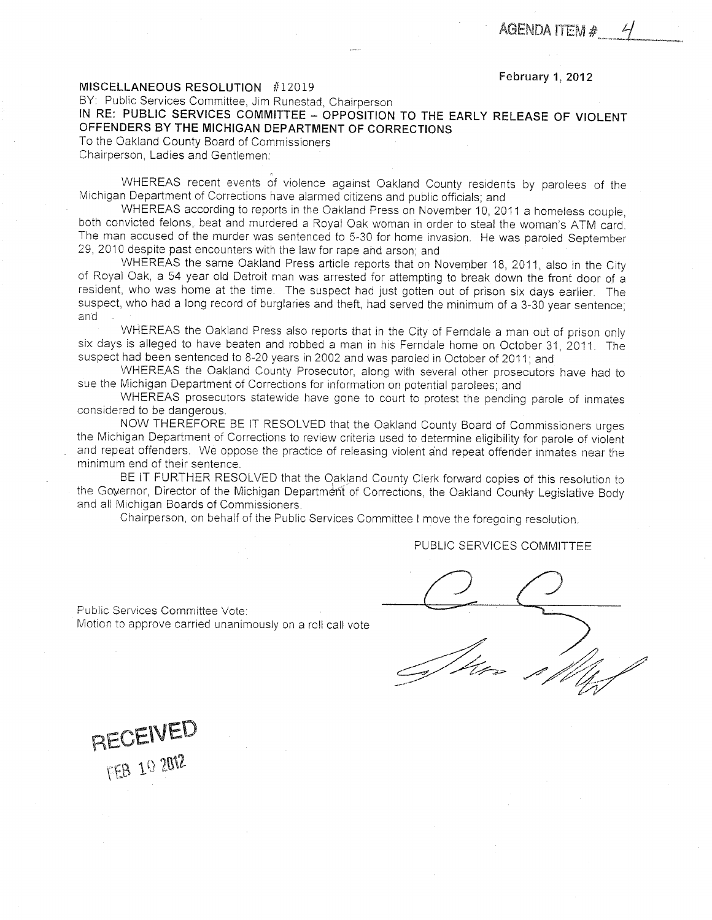AGENDA ITEM # 4

February 1, 2012

**MISCELLANEOUS RESOLUTION #12019**

BY: Public Services Committee, Jim Runestad, Chairperson

**IN RE: PUBLIC SERVICES COMMITTEE – OPPOSITION TO THE EARLY RELEASE OF VIOLENT OFFENDERS BY THE MICHIGAN DEPARTMENT OF CORRECTIONS**

To the Oakland County Board of Commissioners
Chairperson, Ladies and Gentlemen:

WHEREAS recent events of violence against Oakland County residents by parolees of the Michigan Department of Corrections have alarmed citizens and public officials; and

WHEREAS according to reports in the Oakland Press on November 10, 2011 a homeless couple, both convicted felons, beat and murdered a Royal Oak woman in order to steal the woman's ATM card. The man accused of the murder was sentenced to 5-30 for home invasion. He was paroled September 29, 2010 despite past encounters with the law for rape and arson; and

WHEREAS the same Oakland Press article reports that on November 18, 2011, also in the City of Royal Oak, a 54 year old Detroit man was arrested for attempting to break down the front door of a resident, who was home at the time. The suspect had just gotten out of prison six days earlier. The suspect, who had a long record of burglaries and theft, had served the minimum of a 3-30 year sentence; and

WHEREAS the Oakland Press also reports that in the City of Ferndale a man out of prison only six days is alleged to have beaten and robbed a man in his Ferndale home on October 31, 2011. The suspect had been sentenced to 8-20 years in 2002 and was paroled in October of 2011; and

WHEREAS the Oakland County Prosecutor, along with several other prosecutors have had to sue the Michigan Department of Corrections for information on potential parolees; and

WHEREAS prosecutors statewide have gone to court to protest the pending parole of inmates considered to be dangerous.

NOW THEREFORE BE IT RESOLVED that the Oakland County Board of Commissioners urges the Michigan Department of Corrections to review criteria used to determine eligibility for parole of violent and repeat offenders. We oppose the practice of releasing violent and repeat offender inmates near the minimum end of their sentence.

BE IT FURTHER RESOLVED that the Oakland County Clerk forward copies of this resolution to the Governor, Director of the Michigan Department of Corrections, the Oakland County Legislative Body and all Michigan Boards of Commissioners.

Chairperson, on behalf of the Public Services Committee I move the foregoing resolution.

PUBLIC SERVICES COMMITTEE

Public Services Committee Vote:
Motion to approve carried unanimously on a roll call vote

RECEIVED
FEB 10 2012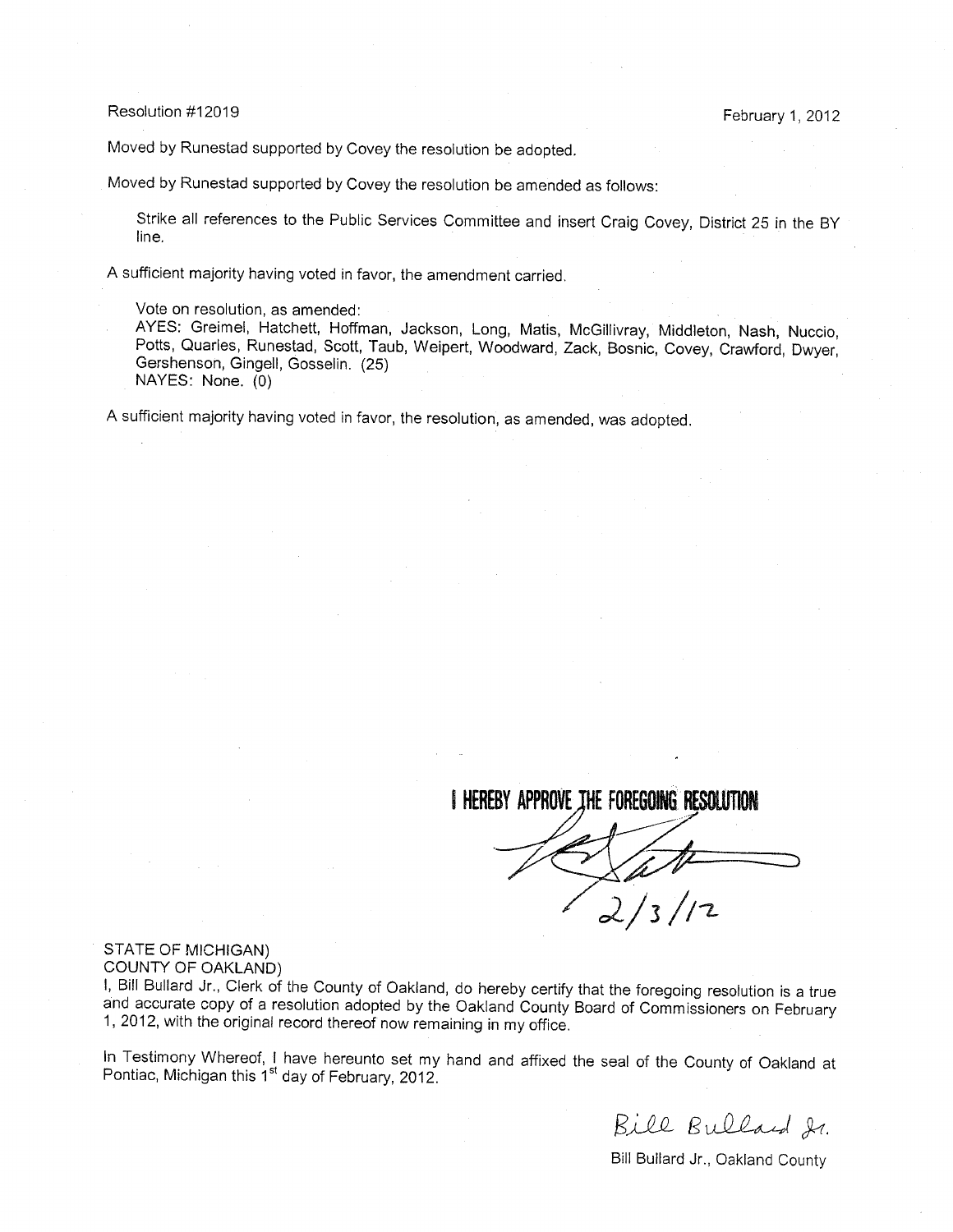Resolution #12019 February 1, 2012

Moved by Runestad supported by Covey the resolution be adopted.

Moved by Runestad supported by Covey the resolution be amended as follows:

Strike all references to the Public Services Committee and insert Craig Covey, District 25 in the BY line.

A sufficient majority having voted in favor, the amendment carried.

Vote on resolution, as amended:
AYES: Greimel, Hatchett, Hoffman, Jackson, Long, Matis, McGillivray, Middleton, Nash, Nuccio, Potts, Quarles, Runestad, Scott, Taub, Weipert, Woodward, Zack, Bosnic, Covey, Crawford, Dwyer, Gershenson, Gingell, Gosselin. (25)
NAYES: None. (0)

A sufficient majority having voted in favor, the resolution, as amended, was adopted.

**I HEREBY APPROVE THE FOREGOING RESOLUTION**

2/3/12

STATE OF MICHIGAN)
COUNTY OF OAKLAND)

I, Bill Bullard Jr., Clerk of the County of Oakland, do hereby certify that the foregoing resolution is a true and accurate copy of a resolution adopted by the Oakland County Board of Commissioners on February 1, 2012, with the original record thereof now remaining in my office.

In Testimony Whereof, I have hereunto set my hand and affixed the seal of the County of Oakland at Pontiac, Michigan this 1st day of February, 2012.

Bill Bullard Jr.

Bill Bullard Jr., Oakland County